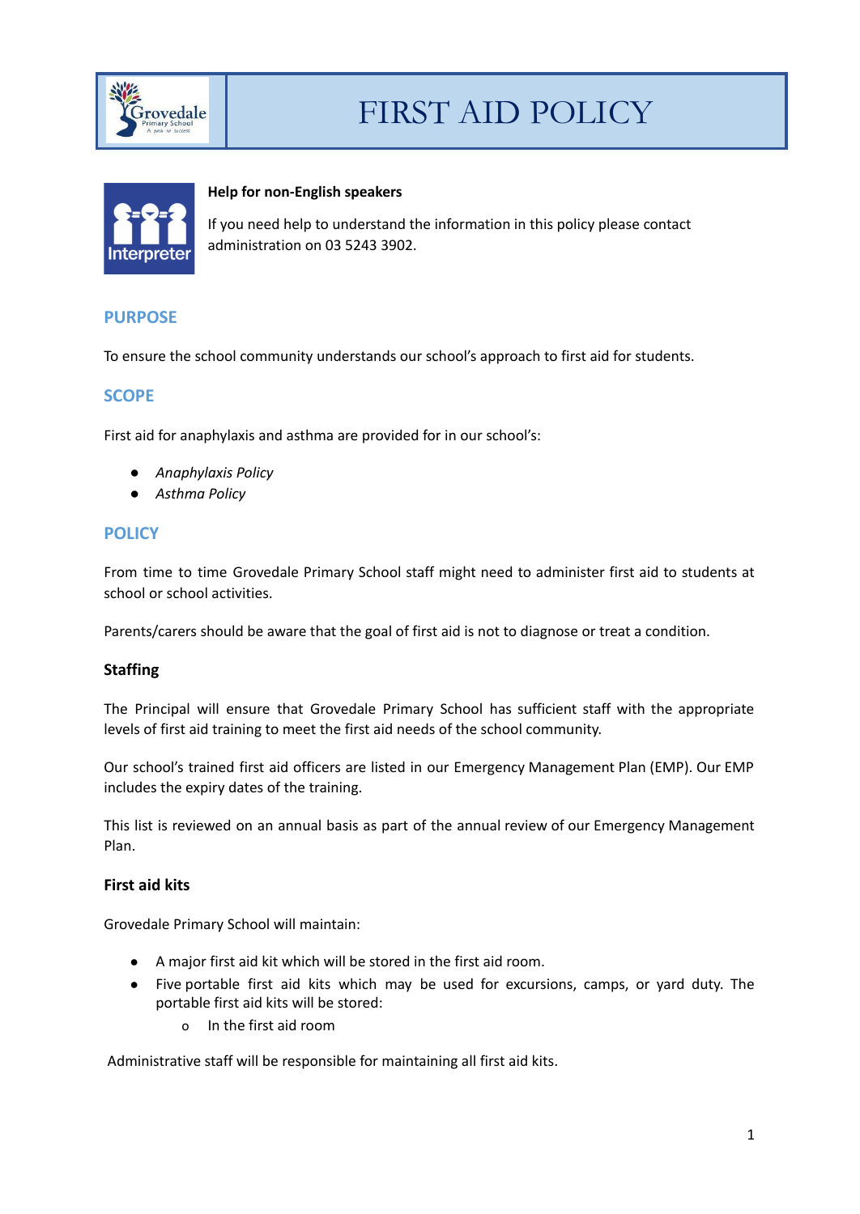# FIRST AID POLICY

**Help for non-English speakers**

If you need help to understand the information in this policy please contact administration on 03 5243 3902.

## PURPOSE

To ensure the school community understands our school's approach to first aid for students.

## SCOPE

First aid for anaphylaxis and asthma are provided for in our school's:

- *Anaphylaxis Policy*
- *Asthma Policy*

## POLICY

From time to time Grovedale Primary School staff might need to administer first aid to students at school or school activities.

Parents/carers should be aware that the goal of first aid is not to diagnose or treat a condition.

### Staffing

The Principal will ensure that Grovedale Primary School has sufficient staff with the appropriate levels of first aid training to meet the first aid needs of the school community.

Our school's trained first aid officers are listed in our Emergency Management Plan (EMP). Our EMP includes the expiry dates of the training.

This list is reviewed on an annual basis as part of the annual review of our Emergency Management Plan.

### First aid kits

Grovedale Primary School will maintain:

- A major first aid kit which will be stored in the first aid room.
- Five portable first aid kits which may be used for excursions, camps, or yard duty. The portable first aid kits will be stored:
    - In the first aid room

Administrative staff will be responsible for maintaining all first aid kits.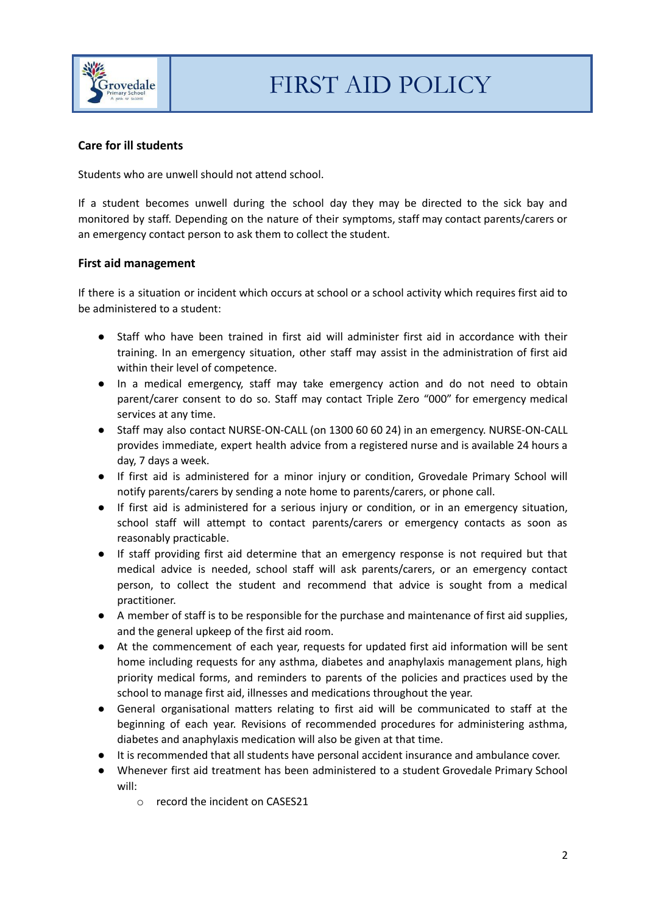### Care for ill students

Students who are unwell should not attend school.

If a student becomes unwell during the school day they may be directed to the sick bay and monitored by staff. Depending on the nature of their symptoms, staff may contact parents/carers or an emergency contact person to ask them to collect the student.

### First aid management

If there is a situation or incident which occurs at school or a school activity which requires first aid to be administered to a student:

- Staff who have been trained in first aid will administer first aid in accordance with their training. In an emergency situation, other staff may assist in the administration of first aid within their level of competence.
- In a medical emergency, staff may take emergency action and do not need to obtain parent/carer consent to do so. Staff may contact Triple Zero "000" for emergency medical services at any time.
- Staff may also contact NURSE-ON-CALL (on 1300 60 60 24) in an emergency. NURSE-ON-CALL provides immediate, expert health advice from a registered nurse and is available 24 hours a day, 7 days a week.
- If first aid is administered for a minor injury or condition, Grovedale Primary School will notify parents/carers by sending a note home to parents/carers, or phone call.
- If first aid is administered for a serious injury or condition, or in an emergency situation, school staff will attempt to contact parents/carers or emergency contacts as soon as reasonably practicable.
- If staff providing first aid determine that an emergency response is not required but that medical advice is needed, school staff will ask parents/carers, or an emergency contact person, to collect the student and recommend that advice is sought from a medical practitioner.
- A member of staff is to be responsible for the purchase and maintenance of first aid supplies, and the general upkeep of the first aid room.
- At the commencement of each year, requests for updated first aid information will be sent home including requests for any asthma, diabetes and anaphylaxis management plans, high priority medical forms, and reminders to parents of the policies and practices used by the school to manage first aid, illnesses and medications throughout the year.
- General organisational matters relating to first aid will be communicated to staff at the beginning of each year. Revisions of recommended procedures for administering asthma, diabetes and anaphylaxis medication will also be given at that time.
- It is recommended that all students have personal accident insurance and ambulance cover.
- Whenever first aid treatment has been administered to a student Grovedale Primary School will:
    - record the incident on CASES21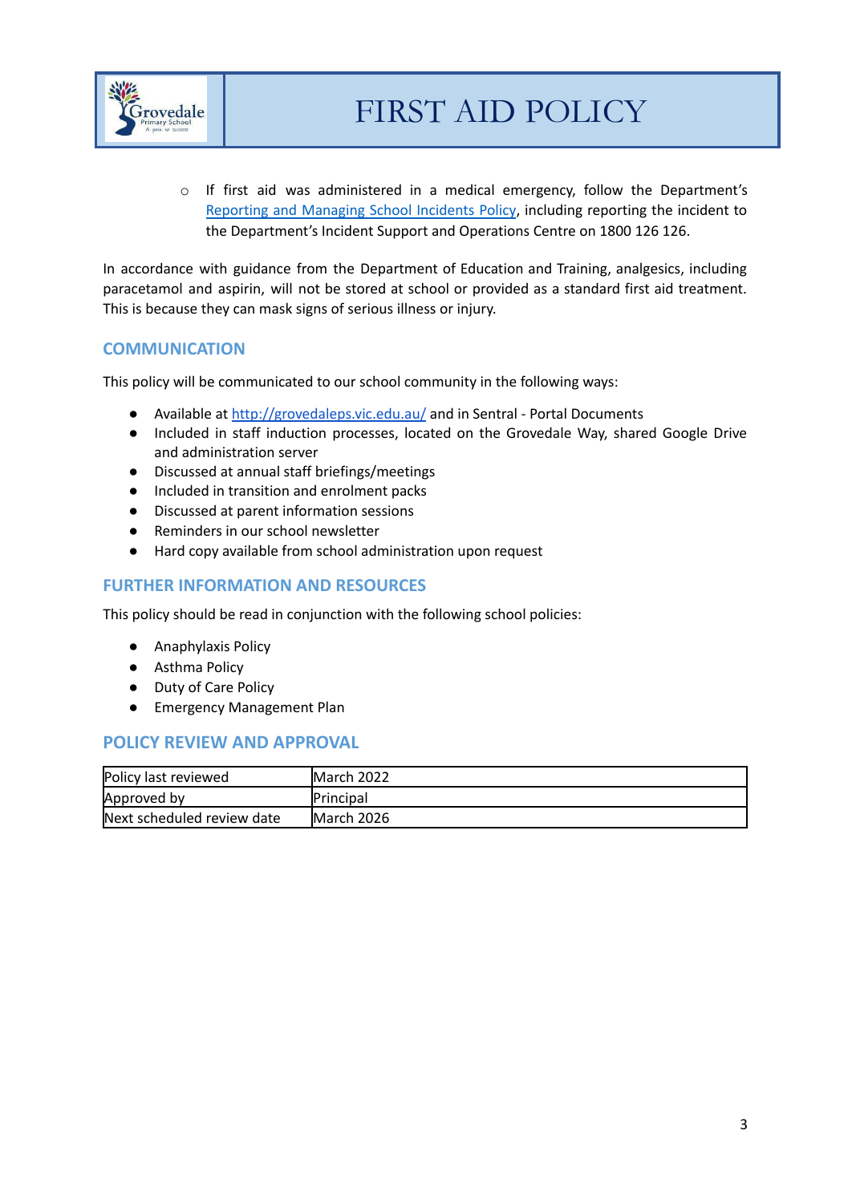- If first aid was administered in a medical emergency, follow the Department's [Reporting and Managing School Incidents Policy](), including reporting the incident to the Department's Incident Support and Operations Centre on 1800 126 126.

In accordance with guidance from the Department of Education and Training, analgesics, including paracetamol and aspirin, will not be stored at school or provided as a standard first aid treatment. This is because they can mask signs of serious illness or injury.

## COMMUNICATION

This policy will be communicated to our school community in the following ways:

- Available at [http://grovedaleps.vic.edu.au/](http://grovedaleps.vic.edu.au/) and in Sentral - Portal Documents
- Included in staff induction processes, located on the Grovedale Way, shared Google Drive and administration server
- Discussed at annual staff briefings/meetings
- Included in transition and enrolment packs
- Discussed at parent information sessions
- Reminders in our school newsletter
- Hard copy available from school administration upon request

## FURTHER INFORMATION AND RESOURCES

This policy should be read in conjunction with the following school policies:

- Anaphylaxis Policy
- Asthma Policy
- Duty of Care Policy
- Emergency Management Plan

## POLICY REVIEW AND APPROVAL

| | |
|---|---|
| Policy last reviewed | March 2022 |
| Approved by | Principal |
| Next scheduled review date | March 2026 |